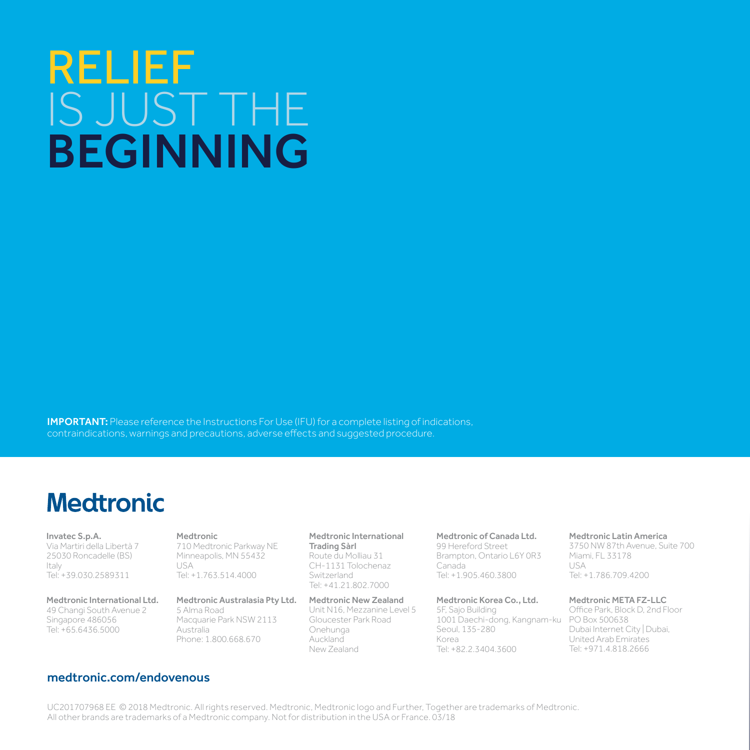# RELIEF IS JUST THE BEGINNING

**IMPORTANT:** Please reference the Instructions For Use (IFU) for a complete listing of indications, contraindications, warnings and precautions, adverse effects and suggested procedure.

**Medtronic**

**Invatec S.p.A.**
Via Martiri della Libertà 7
25030 Roncadelle (BS)
Italy
Tel: +39.030.2589311

**Medtronic International Ltd.**
49 Changi South Avenue 2
Singapore 486056
Tel: +65.6436.5000

**Medtronic**
710 Medtronic Parkway NE
Minneapolis, MN 55432
USA
Tel: +1.763.514.4000

**Medtronic Australasia Pty Ltd.**
5 Alma Road
Macquarie Park NSW 2113
Australia
Phone: 1.800.668.670

**Medtronic International Trading Sàrl**
Route du Molliau 31
CH-1131 Tolochenaz
Switzerland
Tel: +41.21.802.7000

**Medtronic New Zealand**
Unit N16, Mezzanine Level 5
Gloucester Park Road
Onehunga
Auckland
New Zealand

**Medtronic of Canada Ltd.**
99 Hereford Street
Brampton, Ontario L6Y 0R3
Canada
Tel: +1.905.460.3800

**Medtronic Korea Co., Ltd.**
5F, Sajo Building
1001 Daechi-dong, Kangnam-ku
Seoul, 135-280
Korea
Tel: +82.2.3404.3600

**Medtronic Latin America**
3750 NW 87th Avenue, Suite 700
Miami, FL 33178
USA
Tel: +1.786.709.4200

**Medtronic META FZ-LLC**
Office Park, Block D, 2nd Floor
PO Box 500638
Dubai Internet City | Dubai,
United Arab Emirates
Tel: +971.4.818.2666

**medtronic.com/endovenous**

UC201707968 EE © 2018 Medtronic. All rights reserved. Medtronic, Medtronic logo and Further, Together are trademarks of Medtronic. All other brands are trademarks of a Medtronic company. Not for distribution in the USA or France. 03/18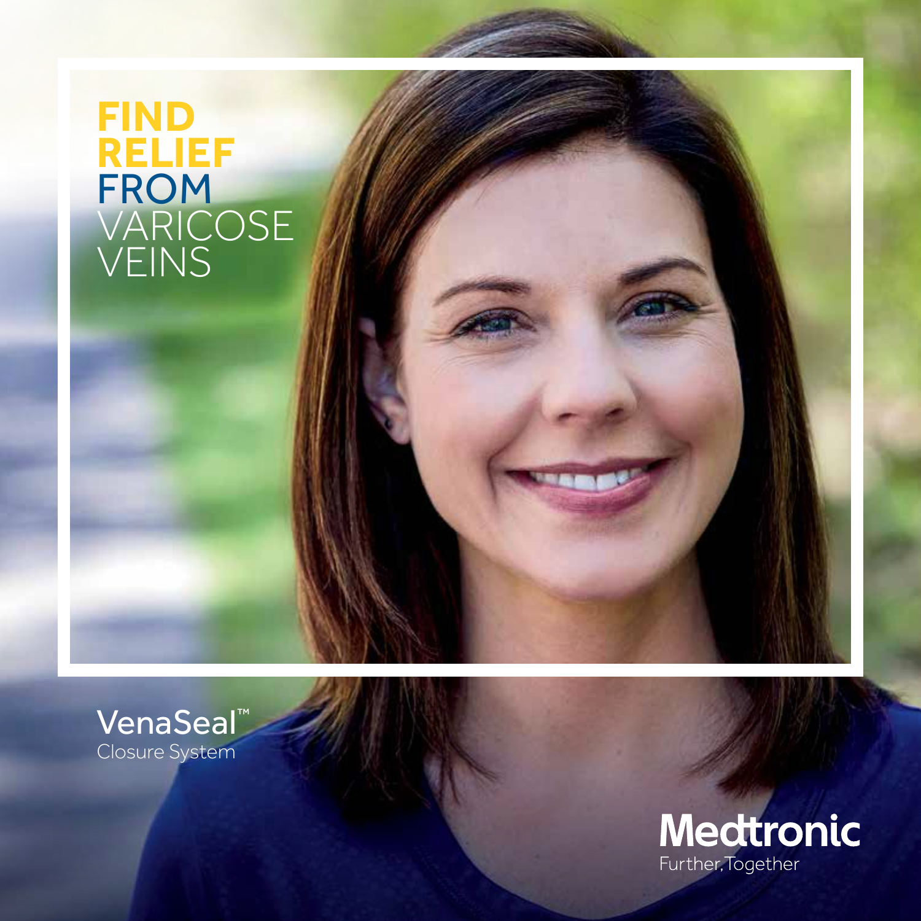# FIND RELIEF FROM VARICOSE VEINS

VenaSeal™
Closure System

Medtronic
Further, Together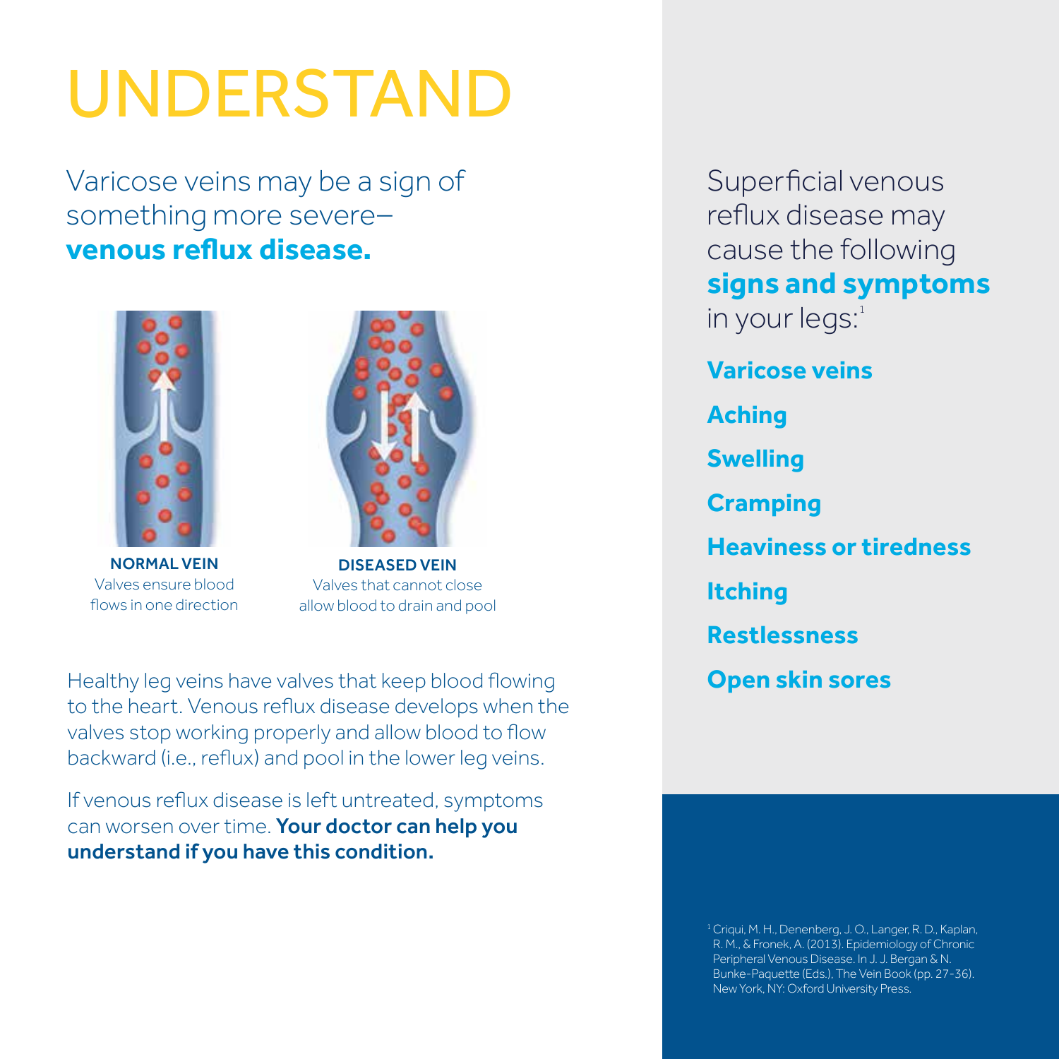# UNDERSTAND

Varicose veins may be a sign of something more severe– **venous reflux disease.**

**NORMAL VEIN**
Valves ensure blood flows in one direction

**DISEASED VEIN**
Valves that cannot close allow blood to drain and pool

Healthy leg veins have valves that keep blood flowing to the heart. Venous reflux disease develops when the valves stop working properly and allow blood to flow backward (i.e., reflux) and pool in the lower leg veins.

If venous reflux disease is left untreated, symptoms can worsen over time. **Your doctor can help you understand if you have this condition.**

Superficial venous reflux disease may cause the following **signs and symptoms** in your legs:[1]

**Varicose veins**

**Aching**

**Swelling**

**Cramping**

**Heaviness or tiredness**

**Itching**

**Restlessness**

**Open skin sores**

[1] Criqui, M. H., Denenberg, J. O., Langer, R. D., Kaplan, R. M., & Fronek, A. (2013). Epidemiology of Chronic Peripheral Venous Disease. In J. J. Bergan & N. Bunke-Paquette (Eds.), The Vein Book (pp. 27-36). New York, NY: Oxford University Press.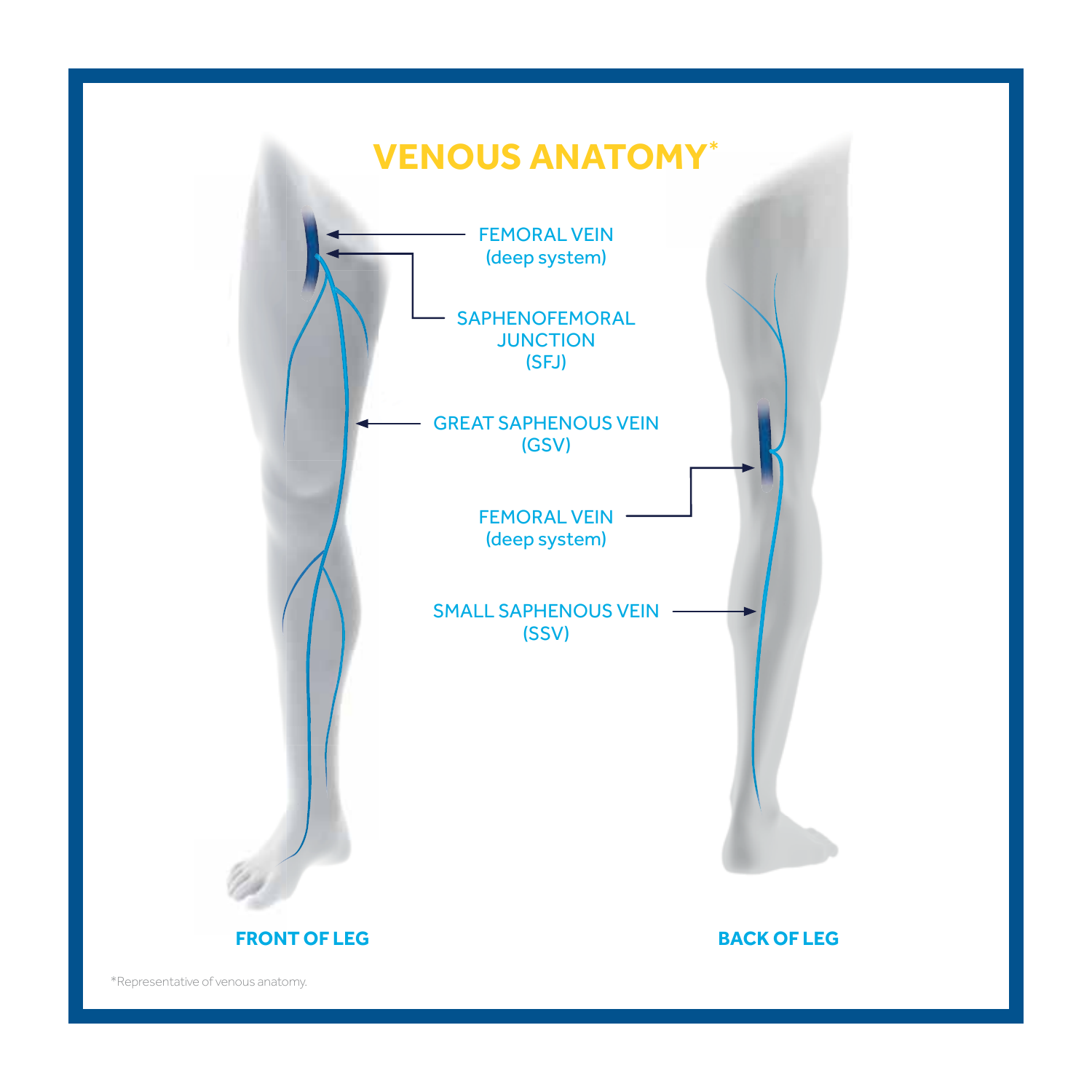# VENOUS ANATOMY*

FEMORAL VEIN
(deep system)

SAPHENOFEMORAL JUNCTION
(SFJ)

GREAT SAPHENOUS VEIN
(GSV)

FEMORAL VEIN
(deep system)

SMALL SAPHENOUS VEIN
(SSV)

**FRONT OF LEG**

**BACK OF LEG**

*Representative of venous anatomy.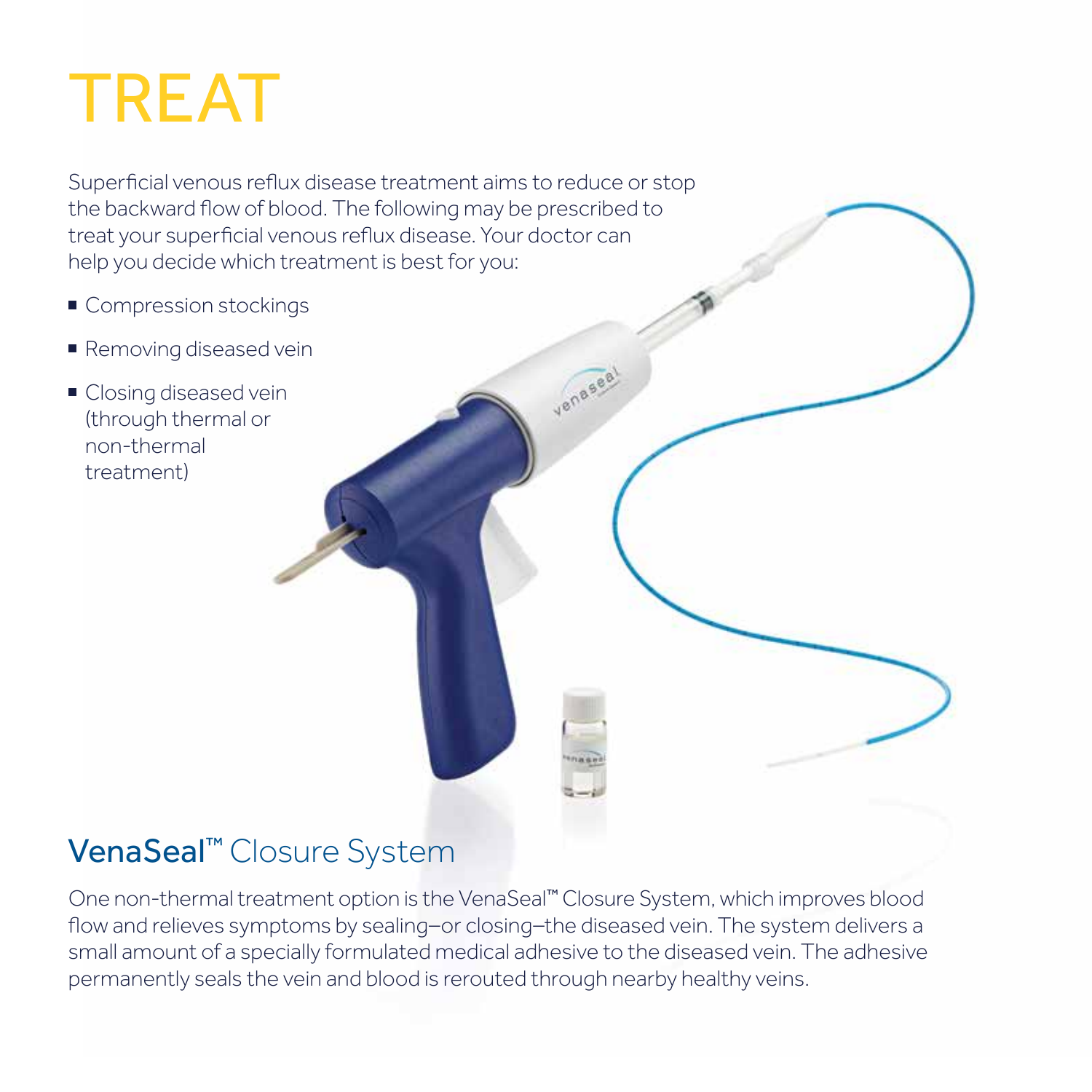# TREAT

Superficial venous reflux disease treatment aims to reduce or stop the backward flow of blood. The following may be prescribed to treat your superficial venous reflux disease. Your doctor can help you decide which treatment is best for you:

- Compression stockings
- Removing diseased vein
- Closing diseased vein (through thermal or non-thermal treatment)

## VenaSeal™ Closure System

One non-thermal treatment option is the VenaSeal™ Closure System, which improves blood flow and relieves symptoms by sealing–or closing–the diseased vein. The system delivers a small amount of a specially formulated medical adhesive to the diseased vein. The adhesive permanently seals the vein and blood is rerouted through nearby healthy veins.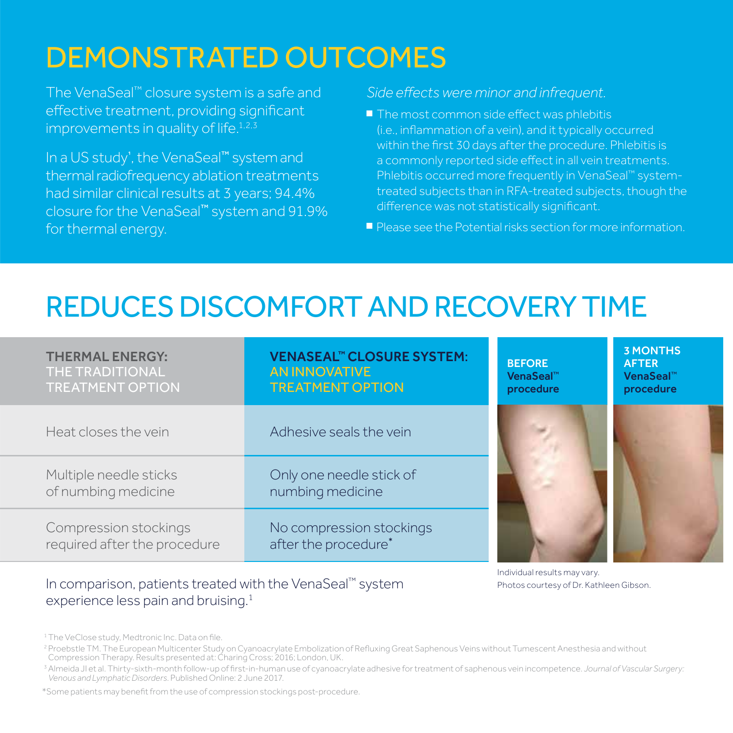# DEMONSTRATED OUTCOMES

The VenaSeal™ closure system is a safe and effective treatment, providing significant improvements in quality of life.[1,2,3]

In a US study[1], the VenaSeal™ system and thermal radiofrequency ablation treatments had similar clinical results at 3 years; 94.4% closure for the VenaSeal™ system and 91.9% for thermal energy.

*Side effects were minor and infrequent.*

- The most common side effect was phlebitis (i.e., inflammation of a vein), and it typically occurred within the first 30 days after the procedure. Phlebitis is a commonly reported side effect in all vein treatments. Phlebitis occurred more frequently in VenaSeal™ system-treated subjects than in RFA-treated subjects, though the difference was not statistically significant.
- Please see the Potential risks section for more information.

# REDUCES DISCOMFORT AND RECOVERY TIME

| **THERMAL ENERGY:** THE TRADITIONAL TREATMENT OPTION | **VENASEAL™ CLOSURE SYSTEM:** AN INNOVATIVE TREATMENT OPTION |
|---|---|
| Heat closes the vein | Adhesive seals the vein |
| Multiple needle sticks of numbing medicine | Only one needle stick of numbing medicine |
| Compression stockings required after the procedure | No compression stockings after the procedure* |

**BEFORE VenaSeal™ procedure**

**3 MONTHS AFTER VenaSeal™ procedure**

Individual results may vary.
Photos courtesy of Dr. Kathleen Gibson.

In comparison, patients treated with the VenaSeal™ system experience less pain and bruising.[1]

[1] The VeClose study, Medtronic Inc. Data on file.

[2] Proebstle TM. The European Multicenter Study on Cyanoacrylate Embolization of Refluxing Great Saphenous Veins without Tumescent Anesthesia and without Compression Therapy. Results presented at: Charing Cross; 2016; London, UK.

[3] Almeida JI et al. Thirty-sixth-month follow-up of first-in-human use of cyanoacrylate adhesive for treatment of saphenous vein incompetence. *Journal of Vascular Surgery: Venous and Lymphatic Disorders*. Published Online: 2 June 2017.

*Some patients may benefit from the use of compression stockings post-procedure.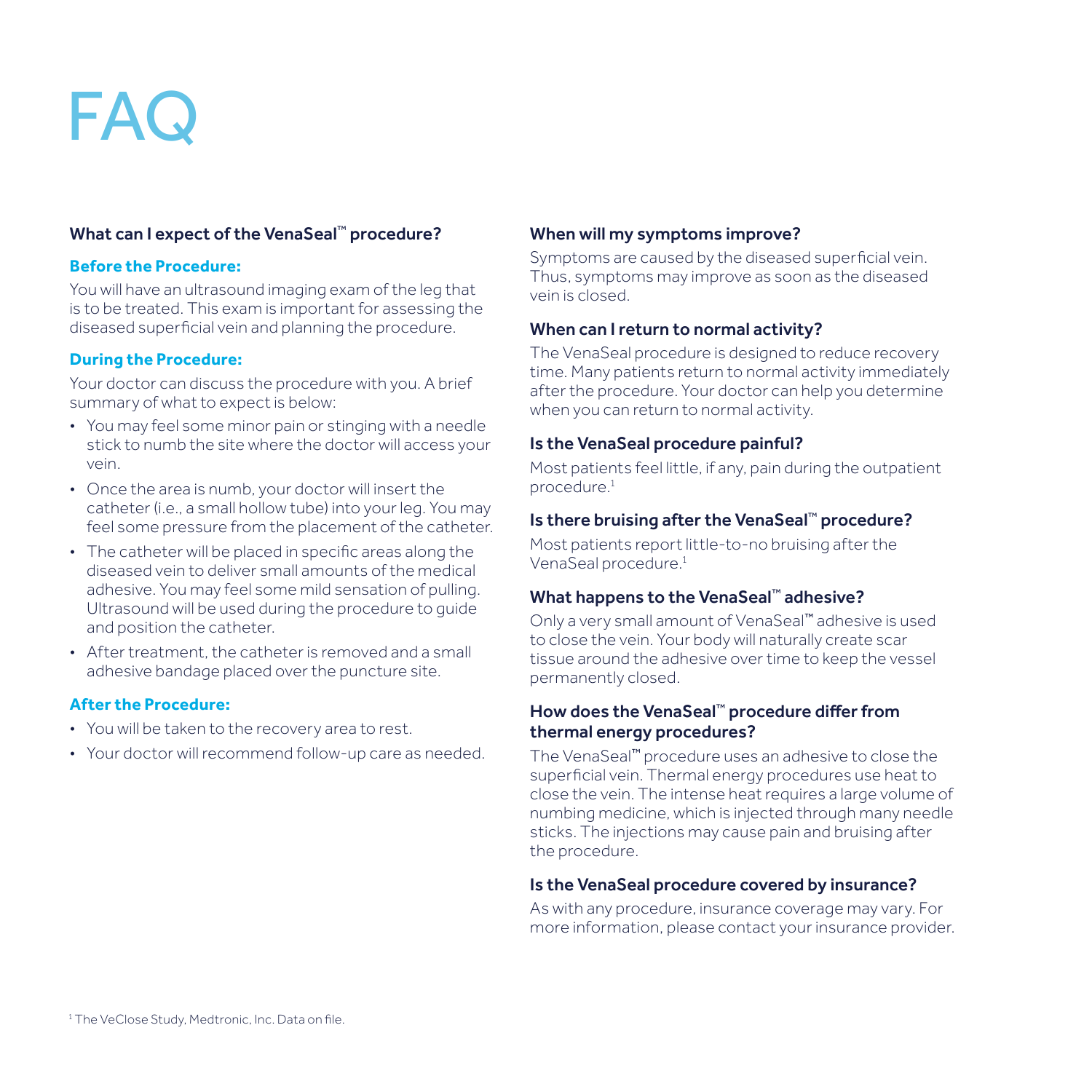# FAQ

### What can I expect of the VenaSeal™ procedure?

**Before the Procedure:**

You will have an ultrasound imaging exam of the leg that is to be treated. This exam is important for assessing the diseased superficial vein and planning the procedure.

**During the Procedure:**

Your doctor can discuss the procedure with you. A brief summary of what to expect is below:

- You may feel some minor pain or stinging with a needle stick to numb the site where the doctor will access your vein.
- Once the area is numb, your doctor will insert the catheter (i.e., a small hollow tube) into your leg. You may feel some pressure from the placement of the catheter.
- The catheter will be placed in specific areas along the diseased vein to deliver small amounts of the medical adhesive. You may feel some mild sensation of pulling. Ultrasound will be used during the procedure to guide and position the catheter.
- After treatment, the catheter is removed and a small adhesive bandage placed over the puncture site.

**After the Procedure:**

- You will be taken to the recovery area to rest.
- Your doctor will recommend follow-up care as needed.

### When will my symptoms improve?

Symptoms are caused by the diseased superficial vein. Thus, symptoms may improve as soon as the diseased vein is closed.

### When can I return to normal activity?

The VenaSeal procedure is designed to reduce recovery time. Many patients return to normal activity immediately after the procedure. Your doctor can help you determine when you can return to normal activity.

### Is the VenaSeal procedure painful?

Most patients feel little, if any, pain during the outpatient procedure.[1]

### Is there bruising after the VenaSeal™ procedure?

Most patients report little-to-no bruising after the VenaSeal procedure.[1]

### What happens to the VenaSeal™ adhesive?

Only a very small amount of VenaSeal™ adhesive is used to close the vein. Your body will naturally create scar tissue around the adhesive over time to keep the vessel permanently closed.

### How does the VenaSeal™ procedure differ from thermal energy procedures?

The VenaSeal™ procedure uses an adhesive to close the superficial vein. Thermal energy procedures use heat to close the vein. The intense heat requires a large volume of numbing medicine, which is injected through many needle sticks. The injections may cause pain and bruising after the procedure.

### Is the VenaSeal procedure covered by insurance?

As with any procedure, insurance coverage may vary. For more information, please contact your insurance provider.

[1] The VeClose Study, Medtronic, Inc. Data on file.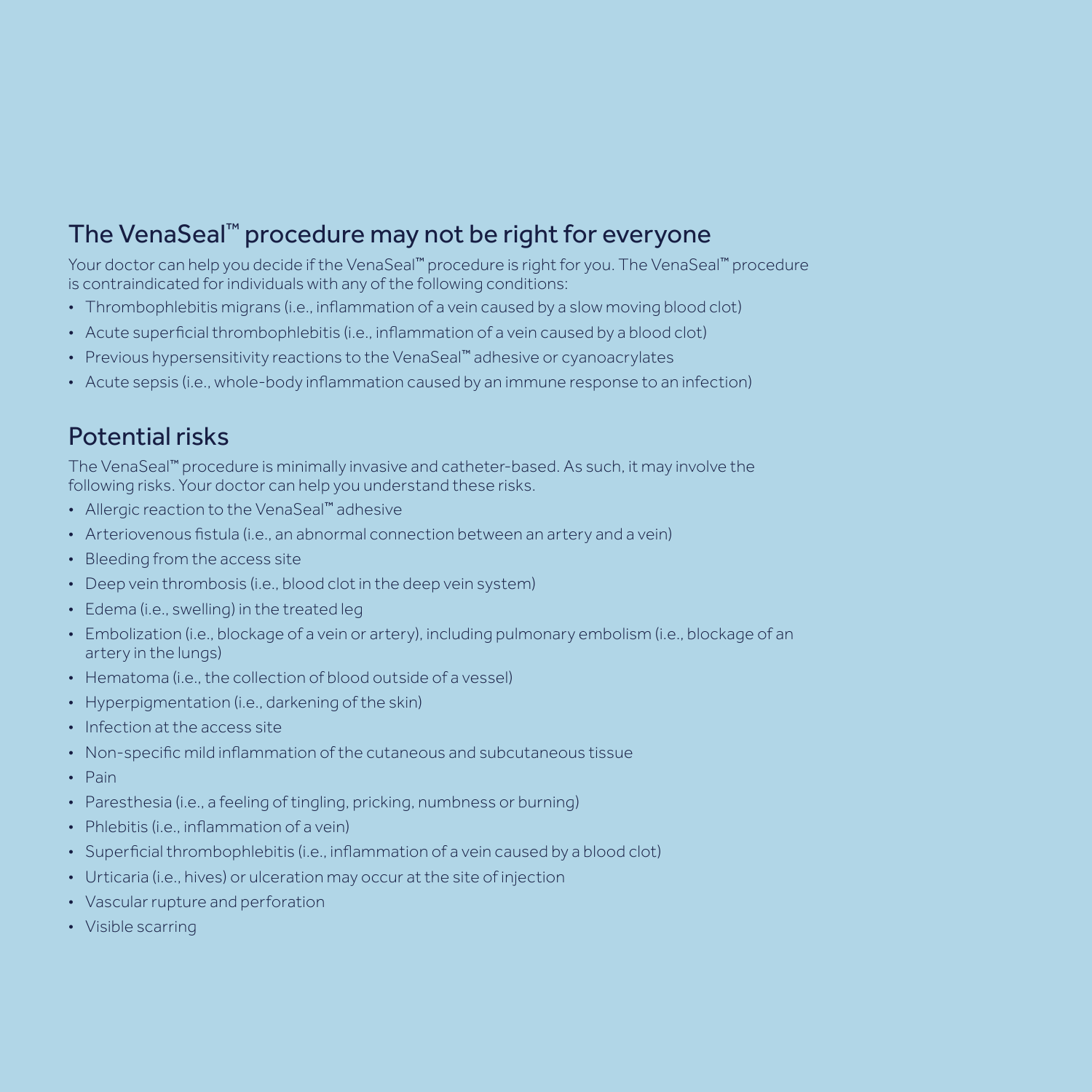## The VenaSeal™ procedure may not be right for everyone

Your doctor can help you decide if the VenaSeal™ procedure is right for you. The VenaSeal™ procedure is contraindicated for individuals with any of the following conditions:

- Thrombophlebitis migrans (i.e., inflammation of a vein caused by a slow moving blood clot)
- Acute superficial thrombophlebitis (i.e., inflammation of a vein caused by a blood clot)
- Previous hypersensitivity reactions to the VenaSeal™ adhesive or cyanoacrylates
- Acute sepsis (i.e., whole-body inflammation caused by an immune response to an infection)

## Potential risks

The VenaSeal™ procedure is minimally invasive and catheter-based. As such, it may involve the following risks. Your doctor can help you understand these risks.

- Allergic reaction to the VenaSeal™ adhesive
- Arteriovenous fistula (i.e., an abnormal connection between an artery and a vein)
- Bleeding from the access site
- Deep vein thrombosis (i.e., blood clot in the deep vein system)
- Edema (i.e., swelling) in the treated leg
- Embolization (i.e., blockage of a vein or artery), including pulmonary embolism (i.e., blockage of an artery in the lungs)
- Hematoma (i.e., the collection of blood outside of a vessel)
- Hyperpigmentation (i.e., darkening of the skin)
- Infection at the access site
- Non-specific mild inflammation of the cutaneous and subcutaneous tissue
- Pain
- Paresthesia (i.e., a feeling of tingling, pricking, numbness or burning)
- Phlebitis (i.e., inflammation of a vein)
- Superficial thrombophlebitis (i.e., inflammation of a vein caused by a blood clot)
- Urticaria (i.e., hives) or ulceration may occur at the site of injection
- Vascular rupture and perforation
- Visible scarring